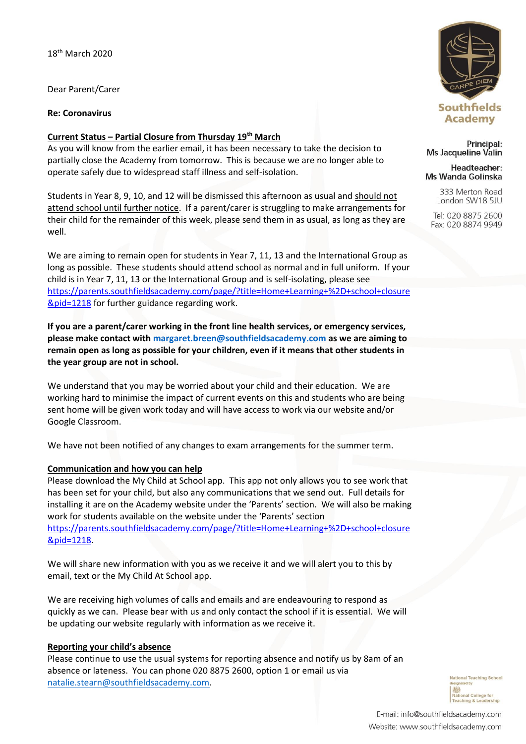18th March 2020

Dear Parent/Carer

**Re: Coronavirus**

**Current Status – Partial Closure from Thursday 19th March**

As you will know from the earlier email, it has been necessary to take the decision to partially close the Academy from tomorrow. This is because we are no longer able to operate safely due to widespread staff illness and self-isolation.

Students in Year 8, 9, 10, and 12 will be dismissed this afternoon as usual and should not attend school until further notice. If a parent/carer is struggling to make arrangements for their child for the remainder of this week, please send them in as usual, as long as they are well.

We are aiming to remain open for students in Year 7, 11, 13 and the International Group as long as possible. These students should attend school as normal and in full uniform. If your child is in Year 7, 11, 13 or the International Group and is self-isolating, please see https://parents.southfieldsacademy.com/page/?title=Home+Learning+%2D+school+closure&pid=1218 for further guidance regarding work.

**If you are a parent/carer working in the front line health services, or emergency services, please make contact with margaret.breen@southfieldsacademy.com as we are aiming to remain open as long as possible for your children, even if it means that other students in the year group are not in school.**

We understand that you may be worried about your child and their education. We are working hard to minimise the impact of current events on this and students who are being sent home will be given work today and will have access to work via our website and/or Google Classroom.

We have not been notified of any changes to exam arrangements for the summer term.

**Communication and how you can help**

Please download the My Child at School app. This app not only allows you to see work that has been set for your child, but also any communications that we send out. Full details for installing it are on the Academy website under the 'Parents' section. We will also be making work for students available on the website under the 'Parents' section https://parents.southfieldsacademy.com/page/?title=Home+Learning+%2D+school+closure&pid=1218.

We will share new information with you as we receive it and we will alert you to this by email, text or the My Child At School app.

We are receiving high volumes of calls and emails and are endeavouring to respond as quickly as we can. Please bear with us and only contact the school if it is essential. We will be updating our website regularly with information as we receive it.

**Reporting your child's absence**

Please continue to use the usual systems for reporting absence and notify us by 8am of an absence or lateness. You can phone 020 8875 2600, option 1 or email us via natalie.stearn@southfieldsacademy.com.

Southfields Academy

**Principal:** Ms Jacqueline Valin

**Headteacher:** Ms Wanda Golinska

333 Merton Road
London SW18 5JU

Tel: 020 8875 2600
Fax: 020 8874 9949

E-mail: info@southfieldsacademy.com
Website: www.southfieldsacademy.com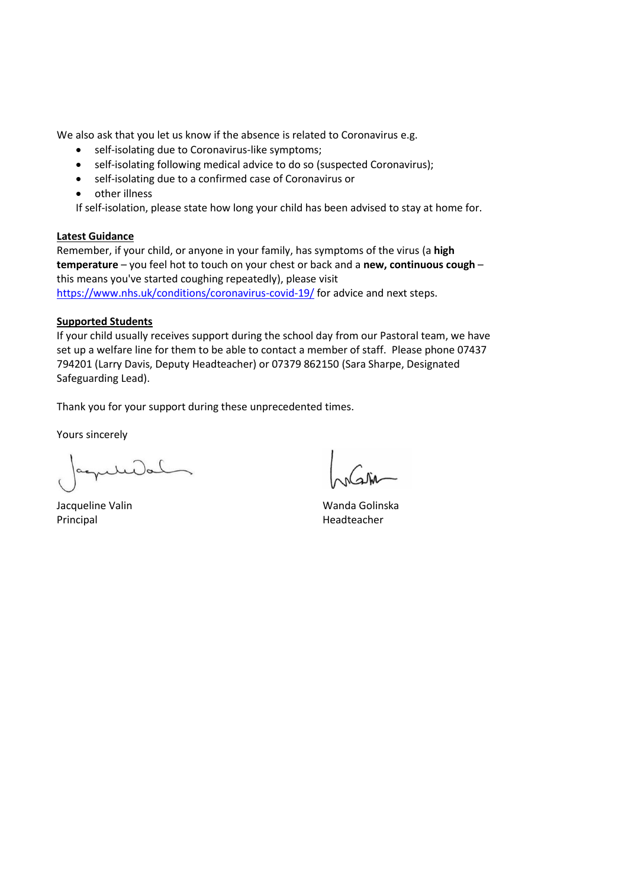We also ask that you let us know if the absence is related to Coronavirus e.g.

- self-isolating due to Coronavirus-like symptoms;
- self-isolating following medical advice to do so (suspected Coronavirus);
- self-isolating due to a confirmed case of Coronavirus or
- other illness

If self-isolation, please state how long your child has been advised to stay at home for.

**Latest Guidance**

Remember, if your child, or anyone in your family, has symptoms of the virus (a **high temperature** – you feel hot to touch on your chest or back and a **new, continuous cough** – this means you've started coughing repeatedly), please visit https://www.nhs.uk/conditions/coronavirus-covid-19/ for advice and next steps.

**Supported Students**

If your child usually receives support during the school day from our Pastoral team, we have set up a welfare line for them to be able to contact a member of staff. Please phone 07437 794201 (Larry Davis, Deputy Headteacher) or 07379 862150 (Sara Sharpe, Designated Safeguarding Lead).

Thank you for your support during these unprecedented times.

Yours sincerely

Jacqueline Valin
Principal

Wanda Golinska
Headteacher